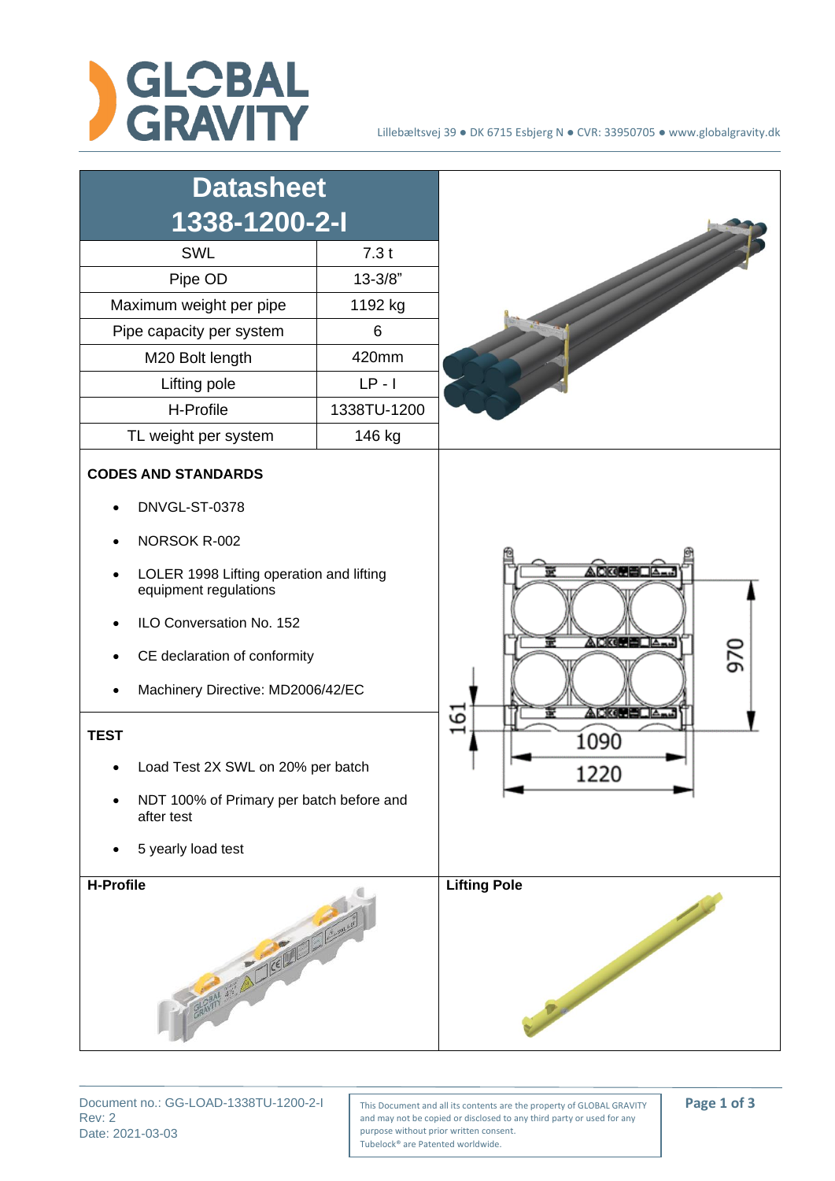GLOBAL GRAVITY

Lillebæltsvej 39 ● DK 6715 Esbjerg N ● CVR: 33950705 ● www.globalgravity.dk

# Datasheet 1338-1200-2-I

| | |
|---|---|
| SWL | 7.3 t |
| Pipe OD | 13-3/8" |
| Maximum weight per pipe | 1192 kg |
| Pipe capacity per system | 6 |
| M20 Bolt length | 420mm |
| Lifting pole | LP - I |
| H-Profile | 1338TU-1200 |
| TL weight per system | 146 kg |

**CODES AND STANDARDS**

- DNVGL-ST-0378
- NORSOK R-002
- LOLER 1998 Lifting operation and lifting equipment regulations
- ILO Conversation No. 152
- CE declaration of conformity
- Machinery Directive: MD2006/42/EC

970

161

1090

1220

**TEST**

- Load Test 2X SWL on 20% per batch
- NDT 100% of Primary per batch before and after test
- 5 yearly load test

**H-Profile**

**Lifting Pole**

Document no.: GG-LOAD-1338TU-1200-2-I
Rev: 2
Date: 2021-03-03

This Document and all its contents are the property of GLOBAL GRAVITY and may not be copied or disclosed to any third party or used for any purpose without prior written consent.
Tubelock® are Patented worldwide.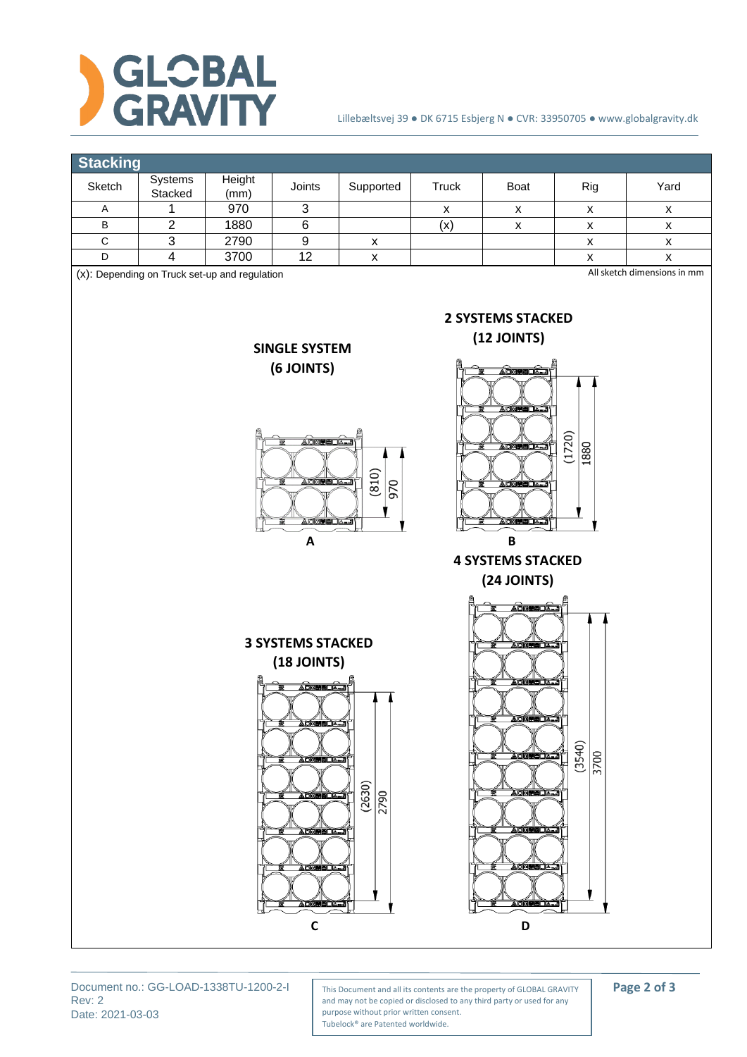## Stacking

| Sketch | Systems Stacked | Height (mm) | Joints | Supported | Truck | Boat | Rig | Yard |
|---|---|---|---|---|---|---|---|---|
| A | 1 | 970 | 3 | | x | x | x | x |
| B | 2 | 1880 | 6 | | (x) | x | x | x |
| C | 3 | 2790 | 9 | x | | | x | x |
| D | 4 | 3700 | 12 | x | | | x | x |

(x): Depending on Truck set-up and regulation

All sketch dimensions in mm

**SINGLE SYSTEM (6 JOINTS)**

(810) 970

A

**2 SYSTEMS STACKED (12 JOINTS)**

(1720) 1880

B

**3 SYSTEMS STACKED (18 JOINTS)**

(2630) 2790

C

**4 SYSTEMS STACKED (24 JOINTS)**

(3540) 3700

D

Document no.: GG-LOAD-1338TU-1200-2-I
Rev: 2
Date: 2021-03-03

This Document and all its contents are the property of GLOBAL GRAVITY and may not be copied or disclosed to any third party or used for any purpose without prior written consent.
Tubelock® are Patented worldwide.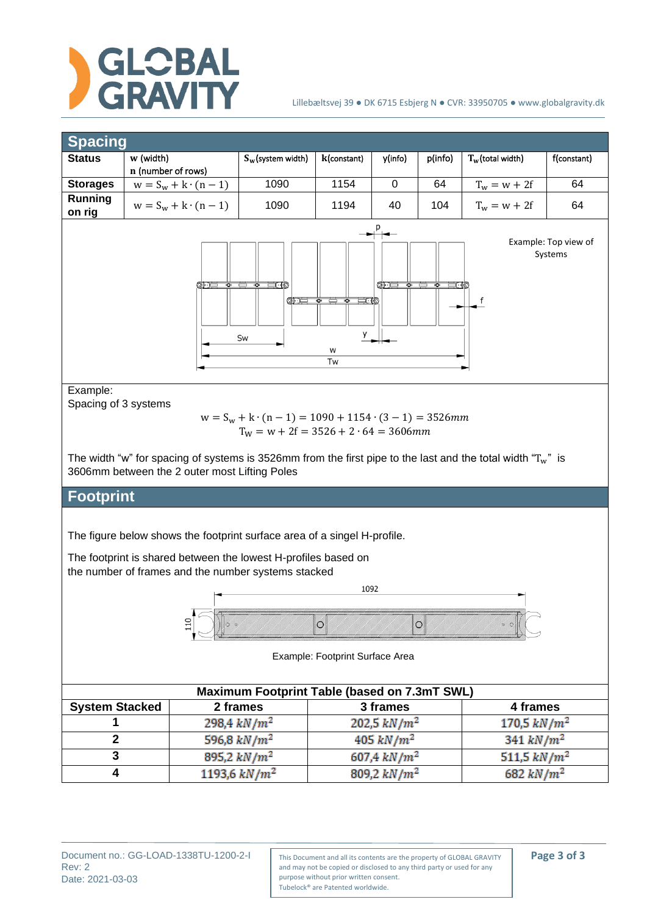## Spacing

| Status | w (width) n (number of rows) | $S_w$(system width) | k(constant) | y(info) | p(info) | $T_w$(total width) | f(constant) |
|---|---|---|---|---|---|---|---|
| **Storages** | $w = S_w + k \cdot (n-1)$ | 1090 | 1154 | 0 | 64 | $T_w = w + 2f$ | 64 |
| **Running on rig** | $w = S_w + k \cdot (n-1)$ | 1090 | 1194 | 40 | 104 | $T_w = w + 2f$ | 64 |

p

Example: Top view of Systems

f

Sw

y

w

Tw

Example:
Spacing of 3 systems

$$w = S_w + k \cdot (n-1) = 1090 + 1154 \cdot (3-1) = 3526mm$$
$$T_W = w + 2f = 3526 + 2 \cdot 64 = 3606mm$$

The width "w" for spacing of systems is 3526mm from the first pipe to the last and the total width "$T_w$" is 3606mm between the 2 outer most Lifting Poles

## Footprint

The figure below shows the footprint surface area of a singel H-profile.

The footprint is shared between the lowest H-profiles based on the number of frames and the number systems stacked

1092

110

Example: Footprint Surface Area

**Maximum Footprint Table (based on 7.3mT SWL)**

| System Stacked | 2 frames | 3 frames | 4 frames |
|---|---|---|---|
| **1** | 298,4 $kN/m^2$ | 202,5 $kN/m^2$ | 170,5 $kN/m^2$ |
| **2** | 596,8 $kN/m^2$ | 405 $kN/m^2$ | 341 $kN/m^2$ |
| **3** | 895,2 $kN/m^2$ | 607,4 $kN/m^2$ | 511,5 $kN/m^2$ |
| **4** | 1193,6 $kN/m^2$ | 809,2 $kN/m^2$ | 682 $kN/m^2$ |